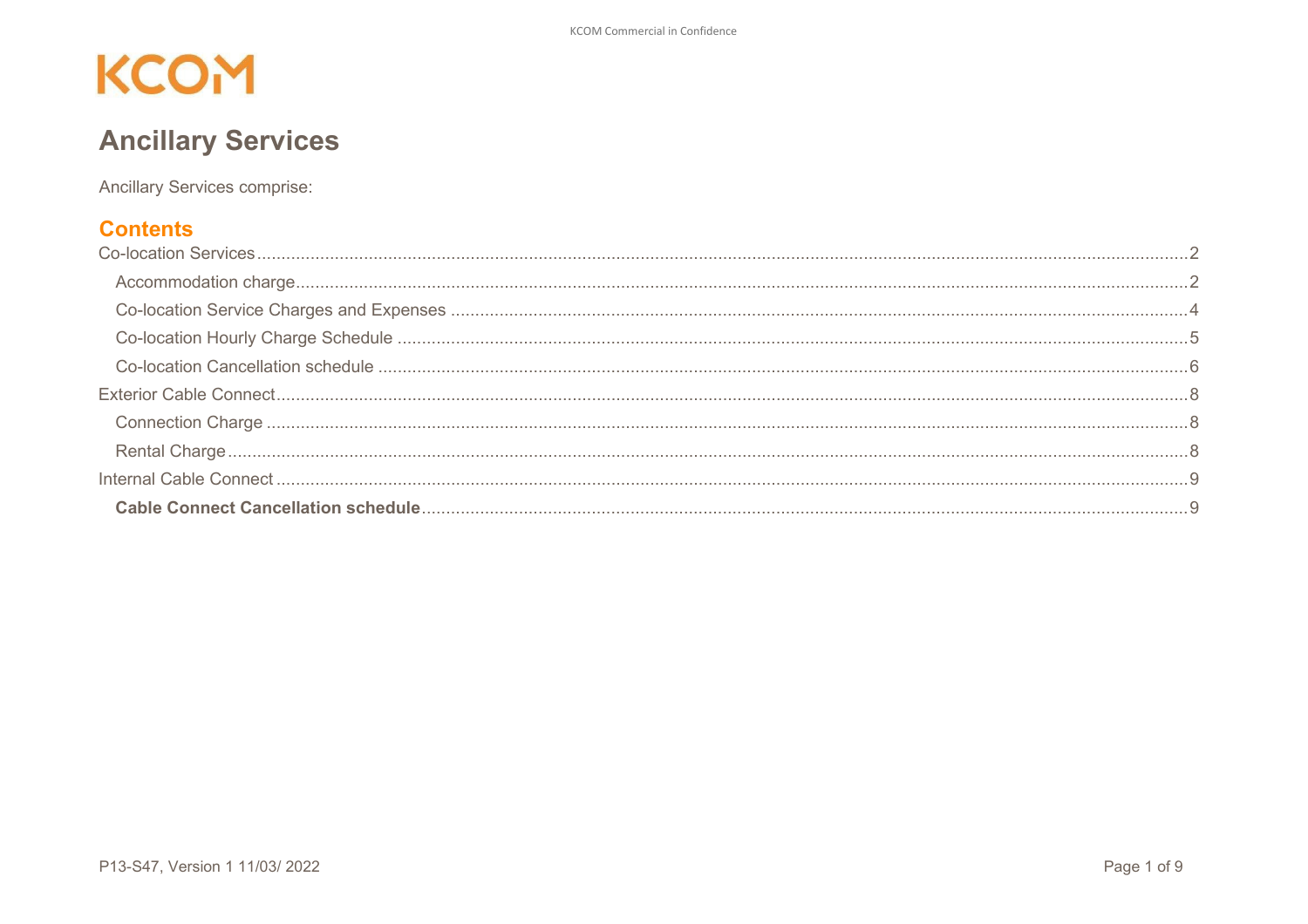KCOM

# Ancillary Services

Ancillary Services comprise:

## Contents

- Co-location Services ..... 2
  - Accommodation charge ..... 2
  - Co-location Service Charges and Expenses ..... 4
  - Co-location Hourly Charge Schedule ..... 5
  - Co-location Cancellation schedule ..... 6
- Exterior Cable Connect ..... 8
  - Connection Charge ..... 8
  - Rental Charge ..... 8
- Internal Cable Connect ..... 9
  - **Cable Connect Cancellation schedule** ..... 9

P13-S47, Version 1 11/03/ 2022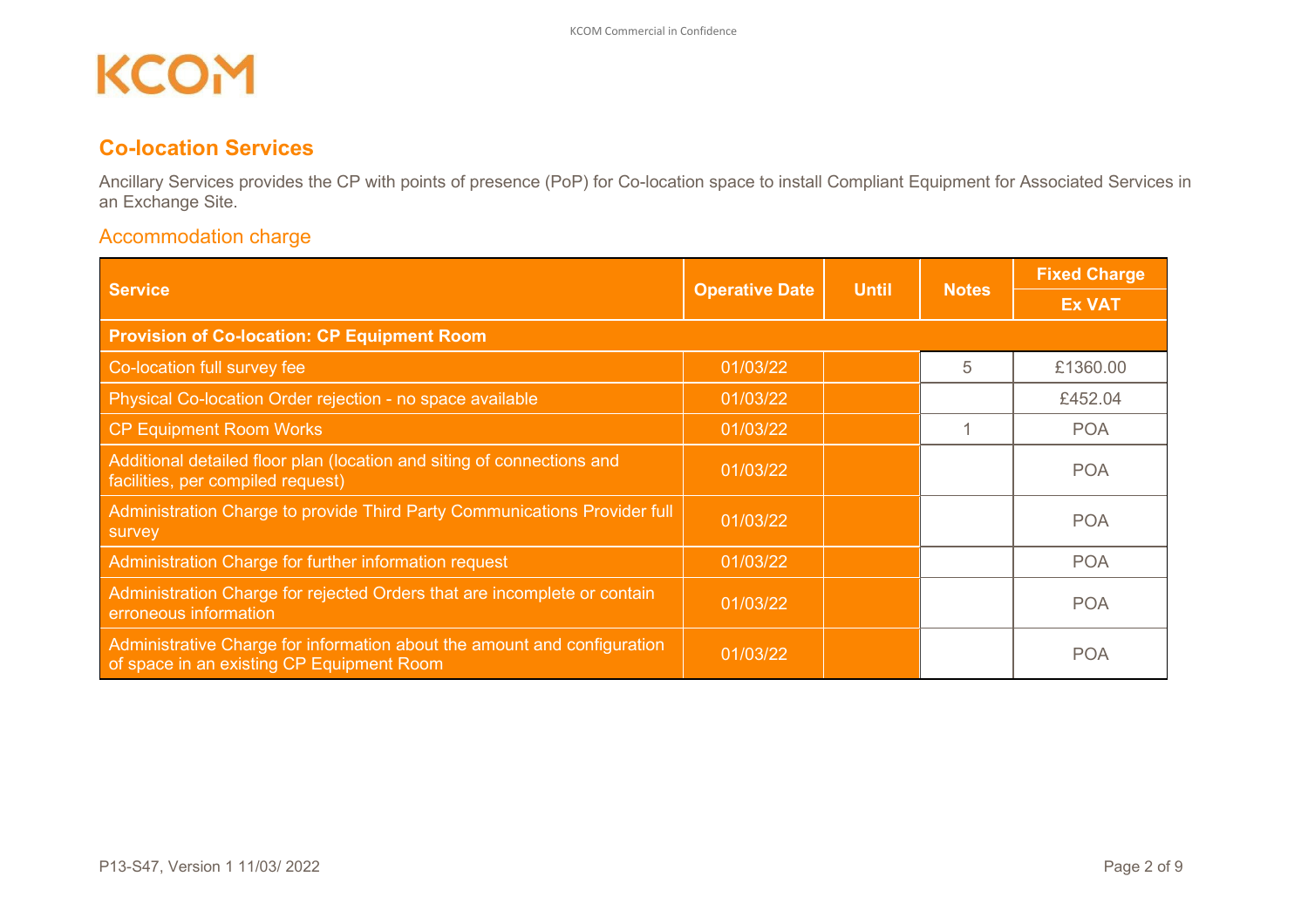## Co-location Services

Ancillary Services provides the CP with points of presence (PoP) for Co-location space to install Compliant Equipment for Associated Services in an Exchange Site.

### Accommodation charge

| Service | Operative Date | Until | Notes | Fixed Charge Ex VAT |
|---|---|---|---|---|
| **Provision of Co-location: CP Equipment Room** | | | | |
| Co-location full survey fee | 01/03/22 | | 5 | £1360.00 |
| Physical Co-location Order rejection - no space available | 01/03/22 | | | £452.04 |
| CP Equipment Room Works | 01/03/22 | | 1 | POA |
| Additional detailed floor plan (location and siting of connections and facilities, per compiled request) | 01/03/22 | | | POA |
| Administration Charge to provide Third Party Communications Provider full survey | 01/03/22 | | | POA |
| Administration Charge for further information request | 01/03/22 | | | POA |
| Administration Charge for rejected Orders that are incomplete or contain erroneous information | 01/03/22 | | | POA |
| Administrative Charge for information about the amount and configuration of space in an existing CP Equipment Room | 01/03/22 | | | POA |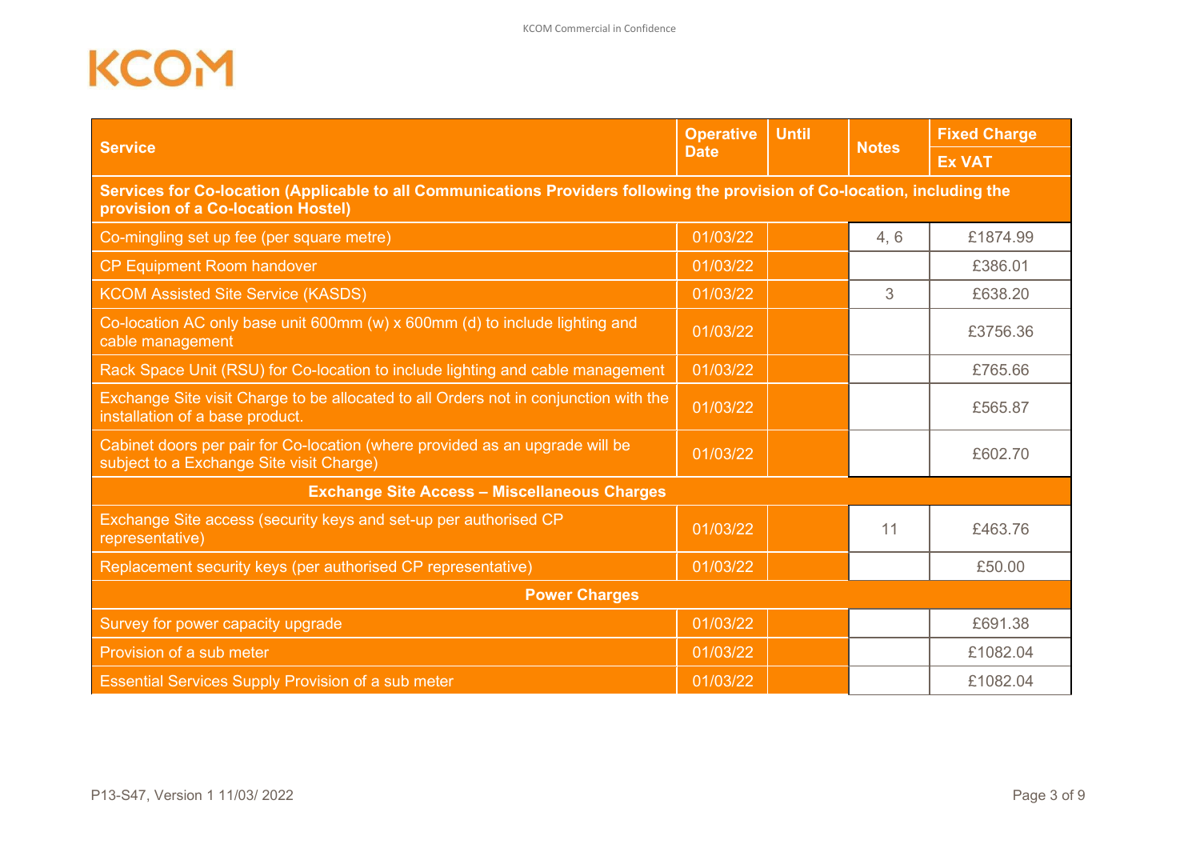| Service | Operative Date | Until | Notes | Fixed Charge Ex VAT |
|---|---|---|---|---|
| **Services for Co-location (Applicable to all Communications Providers following the provision of Co-location, including the provision of a Co-location Hostel)** | | | | |
| Co-mingling set up fee (per square metre) | 01/03/22 | | 4, 6 | £1874.99 |
| CP Equipment Room handover | 01/03/22 | | | £386.01 |
| KCOM Assisted Site Service (KASDS) | 01/03/22 | | 3 | £638.20 |
| Co-location AC only base unit 600mm (w) x 600mm (d) to include lighting and cable management | 01/03/22 | | | £3756.36 |
| Rack Space Unit (RSU) for Co-location to include lighting and cable management | 01/03/22 | | | £765.66 |
| Exchange Site visit Charge to be allocated to all Orders not in conjunction with the installation of a base product. | 01/03/22 | | | £565.87 |
| Cabinet doors per pair for Co-location (where provided as an upgrade will be subject to a Exchange Site visit Charge) | 01/03/22 | | | £602.70 |
| **Exchange Site Access – Miscellaneous Charges** | | | | |
| Exchange Site access (security keys and set-up per authorised CP representative) | 01/03/22 | | 11 | £463.76 |
| Replacement security keys (per authorised CP representative) | 01/03/22 | | | £50.00 |
| **Power Charges** | | | | |
| Survey for power capacity upgrade | 01/03/22 | | | £691.38 |
| Provision of a sub meter | 01/03/22 | | | £1082.04 |
| Essential Services Supply Provision of a sub meter | 01/03/22 | | | £1082.04 |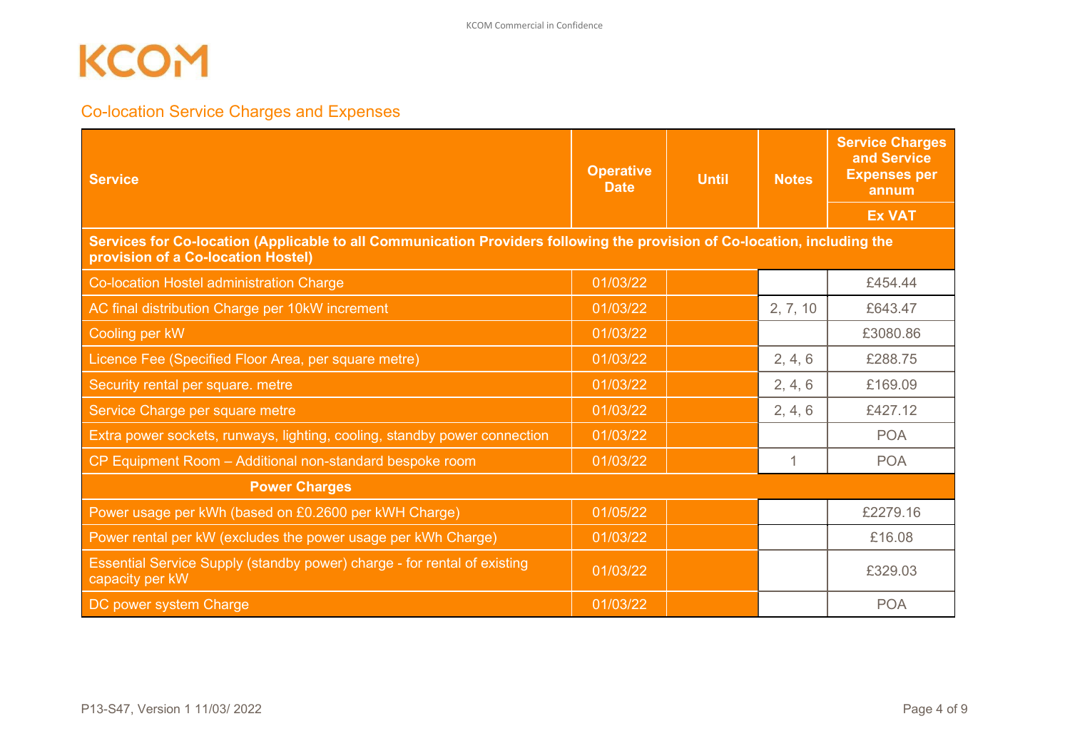KCOM

## Co-location Service Charges and Expenses

| Service | Operative Date | Until | Notes | Service Charges and Service Expenses per annum |
|---|---|---|---|---|
| | | | | Ex VAT |
| **Services for Co-location (Applicable to all Communication Providers following the provision of Co-location, including the provision of a Co-location Hostel)** | | | | |
| Co-location Hostel administration Charge | 01/03/22 | | | £454.44 |
| AC final distribution Charge per 10kW increment | 01/03/22 | | 2, 7, 10 | £643.47 |
| Cooling per kW | 01/03/22 | | | £3080.86 |
| Licence Fee (Specified Floor Area, per square metre) | 01/03/22 | | 2, 4, 6 | £288.75 |
| Security rental per square. metre | 01/03/22 | | 2, 4, 6 | £169.09 |
| Service Charge per square metre | 01/03/22 | | 2, 4, 6 | £427.12 |
| Extra power sockets, runways, lighting, cooling, standby power connection | 01/03/22 | | | POA |
| CP Equipment Room – Additional non-standard bespoke room | 01/03/22 | | 1 | POA |
| **Power Charges** | | | | |
| Power usage per kWh (based on £0.2600 per kWH Charge) | 01/05/22 | | | £2279.16 |
| Power rental per kW (excludes the power usage per kWh Charge) | 01/03/22 | | | £16.08 |
| Essential Service Supply (standby power) charge - for rental of existing capacity per kW | 01/03/22 | | | £329.03 |
| DC power system Charge | 01/03/22 | | | POA |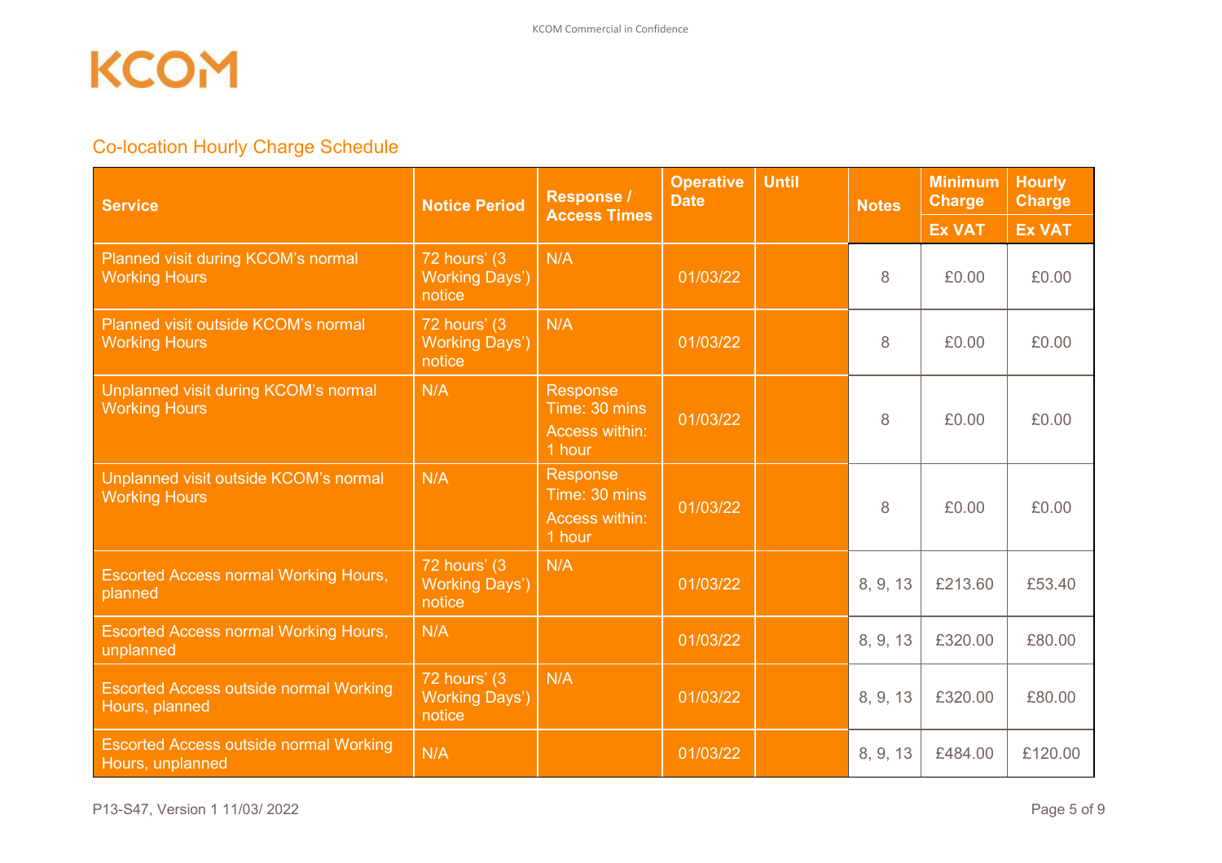## Co-location Hourly Charge Schedule

| Service | Notice Period | Response / Access Times | Operative Date | Until | Notes | Minimum Charge | Hourly Charge |
|---|---|---|---|---|---|---|---|
| | | | | | | Ex VAT | Ex VAT |
| Planned visit during KCOM's normal Working Hours | 72 hours' (3 Working Days') notice | N/A | 01/03/22 | | 8 | £0.00 | £0.00 |
| Planned visit outside KCOM's normal Working Hours | 72 hours' (3 Working Days') notice | N/A | 01/03/22 | | 8 | £0.00 | £0.00 |
| Unplanned visit during KCOM's normal Working Hours | N/A | Response Time: 30 mins Access within: 1 hour | 01/03/22 | | 8 | £0.00 | £0.00 |
| Unplanned visit outside KCOM's normal Working Hours | N/A | Response Time: 30 mins Access within: 1 hour | 01/03/22 | | 8 | £0.00 | £0.00 |
| Escorted Access normal Working Hours, planned | 72 hours' (3 Working Days') notice | N/A | 01/03/22 | | 8, 9, 13 | £213.60 | £53.40 |
| Escorted Access normal Working Hours, unplanned | N/A | | 01/03/22 | | 8, 9, 13 | £320.00 | £80.00 |
| Escorted Access outside normal Working Hours, planned | 72 hours' (3 Working Days') notice | N/A | 01/03/22 | | 8, 9, 13 | £320.00 | £80.00 |
| Escorted Access outside normal Working Hours, unplanned | N/A | | 01/03/22 | | 8, 9, 13 | £484.00 | £120.00 |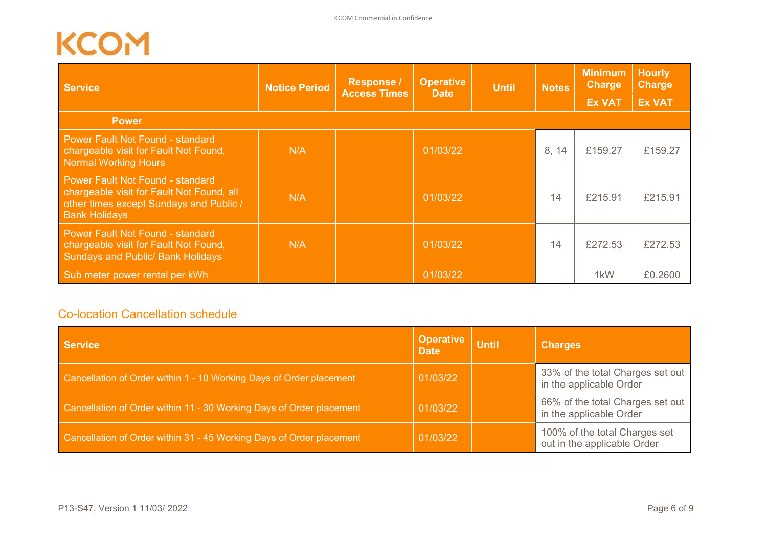| Service | Notice Period | Response / Access Times | Operative Date | Until | Notes | Minimum Charge | Hourly Charge |
|---|---|---|---|---|---|---|---|
| | | | | | | Ex VAT | Ex VAT |
| **Power** | | | | | | | |
| Power Fault Not Found - standard chargeable visit for Fault Not Found, Normal Working Hours | N/A | | 01/03/22 | | 8, 14 | £159.27 | £159.27 |
| Power Fault Not Found - standard chargeable visit for Fault Not Found, all other times except Sundays and Public / Bank Holidays | N/A | | 01/03/22 | | 14 | £215.91 | £215.91 |
| Power Fault Not Found - standard chargeable visit for Fault Not Found, Sundays and Public/ Bank Holidays | N/A | | 01/03/22 | | 14 | £272.53 | £272.53 |
| Sub meter power rental per kWh | | | 01/03/22 | | | 1kW | £0.2600 |

## Co-location Cancellation schedule

| Service | Operative Date | Until | Charges |
|---|---|---|---|
| Cancellation of Order within 1 - 10 Working Days of Order placement | 01/03/22 | | 33% of the total Charges set out in the applicable Order |
| Cancellation of Order within 11 - 30 Working Days of Order placement | 01/03/22 | | 66% of the total Charges set out in the applicable Order |
| Cancellation of Order within 31 - 45 Working Days of Order placement | 01/03/22 | | 100% of the total Charges set out in the applicable Order |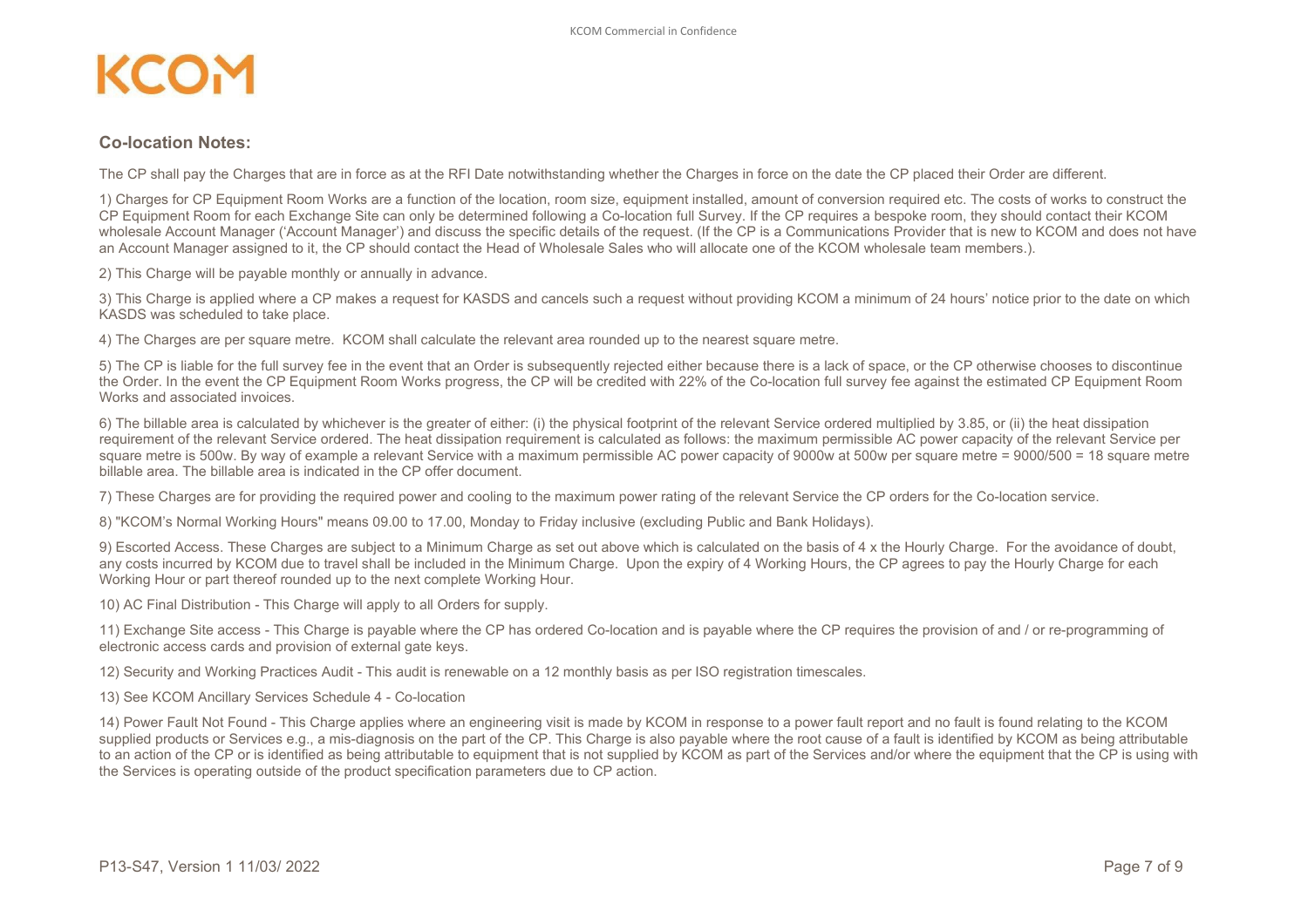## Co-location Notes:

The CP shall pay the Charges that are in force as at the RFI Date notwithstanding whether the Charges in force on the date the CP placed their Order are different.

1) Charges for CP Equipment Room Works are a function of the location, room size, equipment installed, amount of conversion required etc. The costs of works to construct the CP Equipment Room for each Exchange Site can only be determined following a Co-location full Survey. If the CP requires a bespoke room, they should contact their KCOM wholesale Account Manager ('Account Manager') and discuss the specific details of the request. (If the CP is a Communications Provider that is new to KCOM and does not have an Account Manager assigned to it, the CP should contact the Head of Wholesale Sales who will allocate one of the KCOM wholesale team members.).

2) This Charge will be payable monthly or annually in advance.

3) This Charge is applied where a CP makes a request for KASDS and cancels such a request without providing KCOM a minimum of 24 hours' notice prior to the date on which KASDS was scheduled to take place.

4) The Charges are per square metre. KCOM shall calculate the relevant area rounded up to the nearest square metre.

5) The CP is liable for the full survey fee in the event that an Order is subsequently rejected either because there is a lack of space, or the CP otherwise chooses to discontinue the Order. In the event the CP Equipment Room Works progress, the CP will be credited with 22% of the Co-location full survey fee against the estimated CP Equipment Room Works and associated invoices.

6) The billable area is calculated by whichever is the greater of either: (i) the physical footprint of the relevant Service ordered multiplied by 3.85, or (ii) the heat dissipation requirement of the relevant Service ordered. The heat dissipation requirement is calculated as follows: the maximum permissible AC power capacity of the relevant Service per square metre is 500w. By way of example a relevant Service with a maximum permissible AC power capacity of 9000w at 500w per square metre = 9000/500 = 18 square metre billable area. The billable area is indicated in the CP offer document.

7) These Charges are for providing the required power and cooling to the maximum power rating of the relevant Service the CP orders for the Co-location service.

8) "KCOM's Normal Working Hours" means 09.00 to 17.00, Monday to Friday inclusive (excluding Public and Bank Holidays).

9) Escorted Access. These Charges are subject to a Minimum Charge as set out above which is calculated on the basis of 4 x the Hourly Charge. For the avoidance of doubt, any costs incurred by KCOM due to travel shall be included in the Minimum Charge. Upon the expiry of 4 Working Hours, the CP agrees to pay the Hourly Charge for each Working Hour or part thereof rounded up to the next complete Working Hour.

10) AC Final Distribution - This Charge will apply to all Orders for supply.

11) Exchange Site access - This Charge is payable where the CP has ordered Co-location and is payable where the CP requires the provision of and / or re-programming of electronic access cards and provision of external gate keys.

12) Security and Working Practices Audit - This audit is renewable on a 12 monthly basis as per ISO registration timescales.

13) See KCOM Ancillary Services Schedule 4 - Co-location

14) Power Fault Not Found - This Charge applies where an engineering visit is made by KCOM in response to a power fault report and no fault is found relating to the KCOM supplied products or Services e.g., a mis-diagnosis on the part of the CP. This Charge is also payable where the root cause of a fault is identified by KCOM as being attributable to an action of the CP or is identified as being attributable to equipment that is not supplied by KCOM as part of the Services and/or where the equipment that the CP is using with the Services is operating outside of the product specification parameters due to CP action.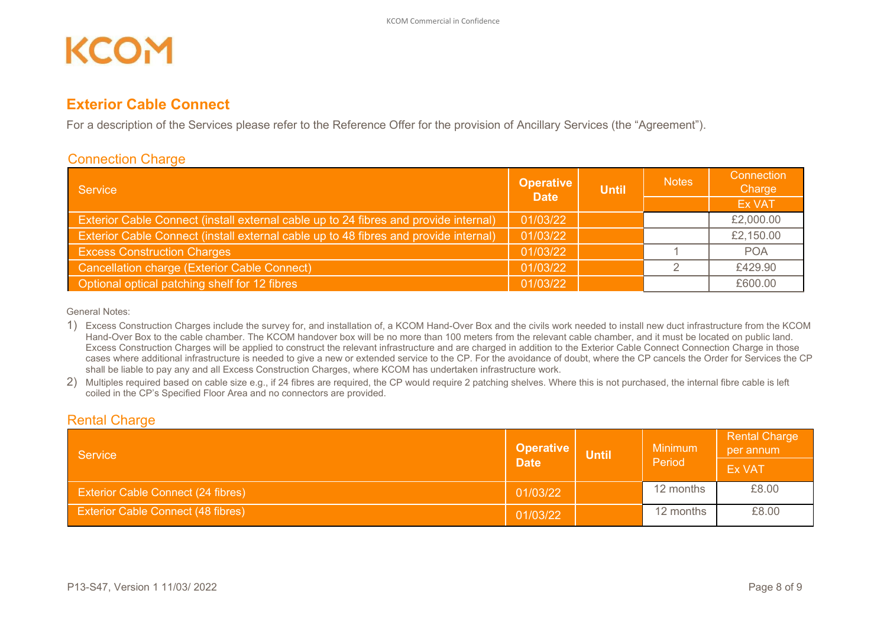# Exterior Cable Connect

For a description of the Services please refer to the Reference Offer for the provision of Ancillary Services (the "Agreement").

## Connection Charge

| Service | Operative Date | Until | Notes | Connection Charge |
|---|---|---|---|---|
| | | | | Ex VAT |
| Exterior Cable Connect (install external cable up to 24 fibres and provide internal) | 01/03/22 | | | £2,000.00 |
| Exterior Cable Connect (install external cable up to 48 fibres and provide internal) | 01/03/22 | | | £2,150.00 |
| Excess Construction Charges | 01/03/22 | | 1 | POA |
| Cancellation charge (Exterior Cable Connect) | 01/03/22 | | 2 | £429.90 |
| Optional optical patching shelf for 12 fibres | 01/03/22 | | | £600.00 |

General Notes:

1) Excess Construction Charges include the survey for, and installation of, a KCOM Hand-Over Box and the civils work needed to install new duct infrastructure from the KCOM Hand-Over Box to the cable chamber. The KCOM handover box will be no more than 100 meters from the relevant cable chamber, and it must be located on public land. Excess Construction Charges will be applied to construct the relevant infrastructure and are charged in addition to the Exterior Cable Connect Connection Charge in those cases where additional infrastructure is needed to give a new or extended service to the CP. For the avoidance of doubt, where the CP cancels the Order for Services the CP shall be liable to pay any and all Excess Construction Charges, where KCOM has undertaken infrastructure work.
2) Multiples required based on cable size e.g., if 24 fibres are required, the CP would require 2 patching shelves. Where this is not purchased, the internal fibre cable is left coiled in the CP's Specified Floor Area and no connectors are provided.

## Rental Charge

| Service | Operative Date | Until | Minimum Period | Rental Charge per annum |
|---|---|---|---|---|
| | | | | Ex VAT |
| Exterior Cable Connect (24 fibres) | 01/03/22 | | 12 months | £8.00 |
| Exterior Cable Connect (48 fibres) | 01/03/22 | | 12 months | £8.00 |

P13-S47, Version 1 11/03/ 2022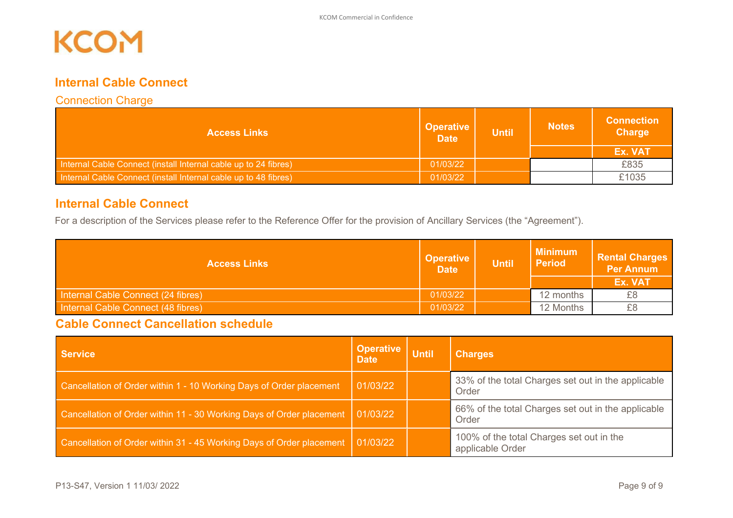## Internal Cable Connect

### Connection Charge

| Access Links | Operative Date | Until | Notes | Connection Charge |
|---|---|---|---|---|
| | | | | Ex. VAT |
| Internal Cable Connect (install Internal cable up to 24 fibres) | 01/03/22 | | | £835 |
| Internal Cable Connect (install Internal cable up to 48 fibres) | 01/03/22 | | | £1035 |

## Internal Cable Connect

For a description of the Services please refer to the Reference Offer for the provision of Ancillary Services (the "Agreement").

| Access Links | Operative Date | Until | Minimum Period | Rental Charges Per Annum |
|---|---|---|---|---|
| | | | | Ex. VAT |
| Internal Cable Connect (24 fibres) | 01/03/22 | | 12 months | £8 |
| Internal Cable Connect (48 fibres) | 01/03/22 | | 12 Months | £8 |

## Cable Connect Cancellation schedule

| Service | Operative Date | Until | Charges |
|---|---|---|---|
| Cancellation of Order within 1 - 10 Working Days of Order placement | 01/03/22 | | 33% of the total Charges set out in the applicable Order |
| Cancellation of Order within 11 - 30 Working Days of Order placement | 01/03/22 | | 66% of the total Charges set out in the applicable Order |
| Cancellation of Order within 31 - 45 Working Days of Order placement | 01/03/22 | | 100% of the total Charges set out in the applicable Order |